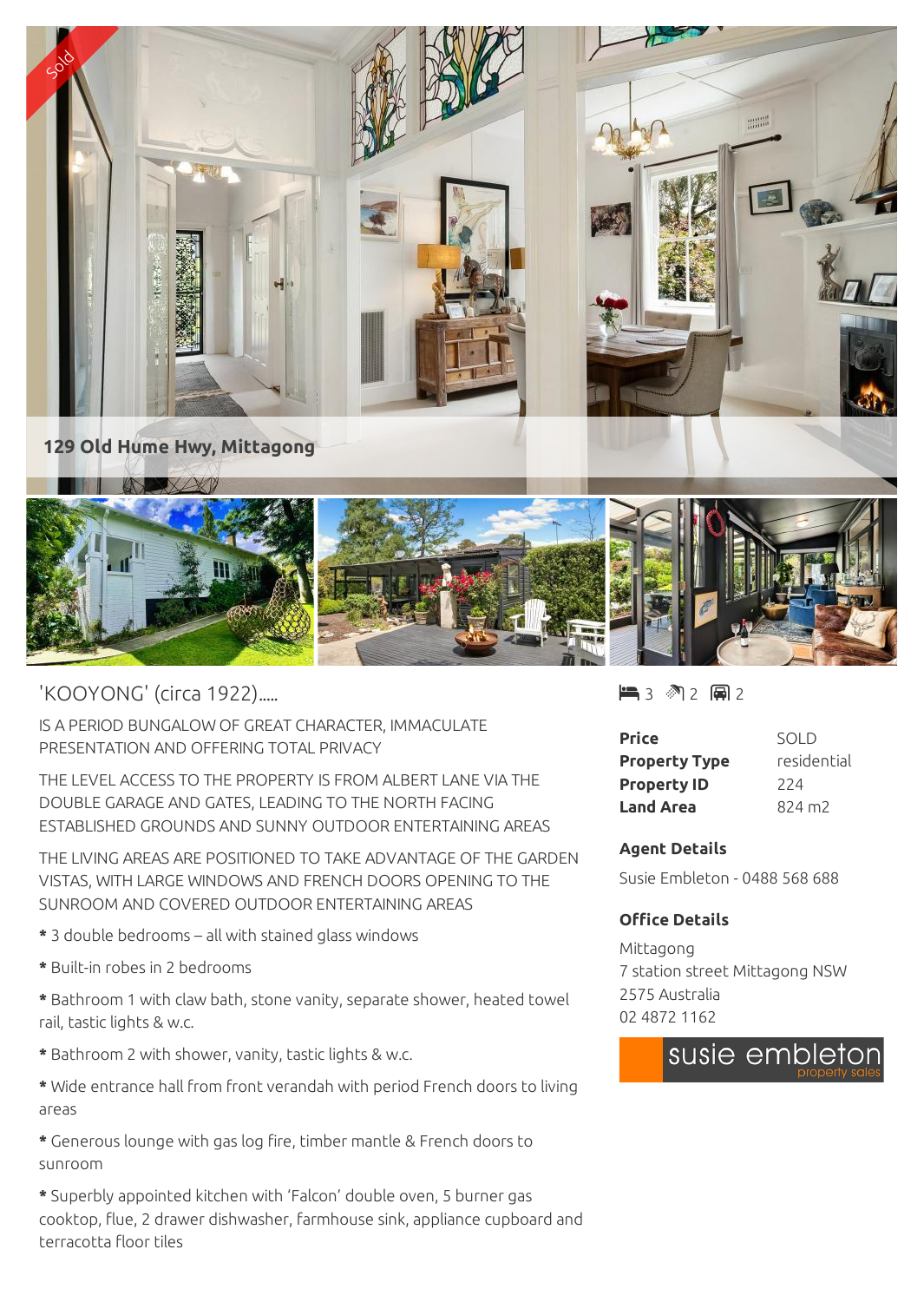129 Old Hume Hwy, Mittagong

## 'KOOYONG' (circa 1922).....

IS A PERIOD BUNGALOW OF GREAT CHARACTER, IMMACULATE PRESENTATION AND OFFERING TOTAL PRIVACY

THE LEVEL ACCESS TO THE PROPERTY IS FROM ALBERT LANE VIA THE DOUBLE GARAGE AND GATES, LEADING TO THE NORTH FACING ESTABLISHED GROUNDS AND SUNNY OUTDOOR ENTERTAINING AREAS

THE LIVING AREAS ARE POSITIONED TO TAKE ADVANTAGE OF THE GARDEN VISTAS, WITH LARGE WINDOWS AND FRENCH DOORS OPENING TO THE SUNROOM AND COVERED OUTDOOR ENTERTAINING AREAS

* 3 double bedrooms – all with stained glass windows
* Built-in robes in 2 bedrooms
* Bathroom 1 with claw bath, stone vanity, separate shower, heated towel rail, tastic lights & w.c.
* Bathroom 2 with shower, vanity, tastic lights & w.c.
* Wide entrance hall from front verandah with period French doors to living areas
* Generous lounge with gas log fire, timber mantle & French doors to sunroom
* Superbly appointed kitchen with 'Falcon' double oven, 5 burner gas cooktop, flue, 2 drawer dishwasher, farmhouse sink, appliance cupboard and terracotta floor tiles

3 2 2

| | |
|---|---|
| **Price** | SOLD |
| **Property Type** | residential |
| **Property ID** | 224 |
| **Land Area** | 824 m2 |

### Agent Details

Susie Embleton - 0488 568 688

### Office Details

Mittagong
7 station street Mittagong NSW 2575 Australia
02 4872 1162

susie embleton property sales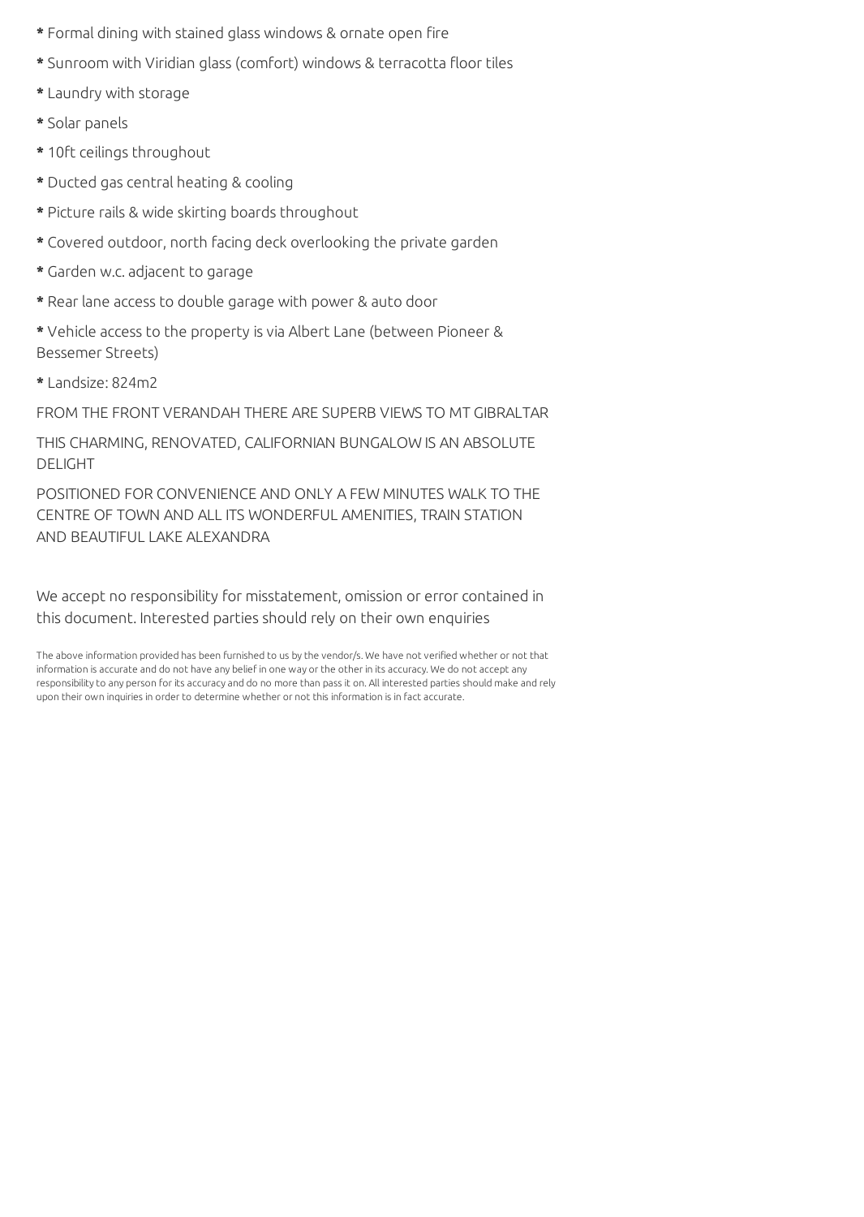**\*** Formal dining with stained glass windows & ornate open fire

**\*** Sunroom with Viridian glass (comfort) windows & terracotta floor tiles

**\*** Laundry with storage

**\*** Solar panels

**\*** 10ft ceilings throughout

**\*** Ducted gas central heating & cooling

**\*** Picture rails & wide skirting boards throughout

**\*** Covered outdoor, north facing deck overlooking the private garden

**\*** Garden w.c. adjacent to garage

**\*** Rear lane access to double garage with power & auto door

**\*** Vehicle access to the property is via Albert Lane (between Pioneer & Bessemer Streets)

**\*** Landsize: 824m2

FROM THE FRONT VERANDAH THERE ARE SUPERB VIEWS TO MT GIBRALTAR

THIS CHARMING, RENOVATED, CALIFORNIAN BUNGALOW IS AN ABSOLUTE DELIGHT

POSITIONED FOR CONVENIENCE AND ONLY A FEW MINUTES WALK TO THE CENTRE OF TOWN AND ALL ITS WONDERFUL AMENITIES, TRAIN STATION AND BEAUTIFUL LAKE ALEXANDRA

We accept no responsibility for misstatement, omission or error contained in this document. Interested parties should rely on their own enquiries

The above information provided has been furnished to us by the vendor/s. We have not verified whether or not that information is accurate and do not have any belief in one way or the other in its accuracy. We do not accept any responsibility to any person for its accuracy and do no more than pass it on. All interested parties should make and rely upon their own inquiries in order to determine whether or not this information is in fact accurate.